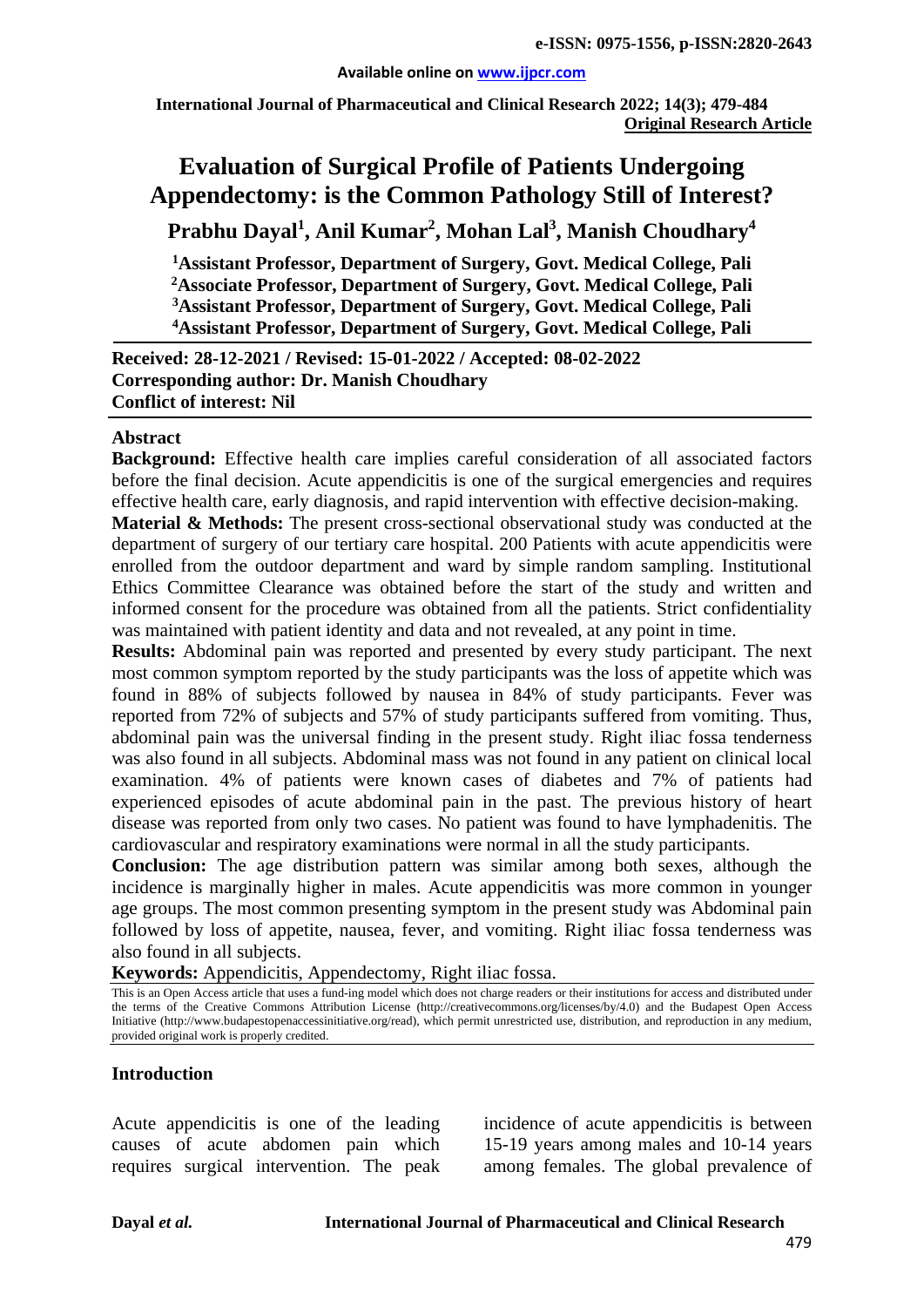**e-ISSN: 0975-1556, p-ISSN:2820-2643**

**Available online on www.ijpcr.com**

**International Journal of Pharmaceutical and Clinical Research 2022; 14(3); 479-484**
**Original Research Article**

# Evaluation of Surgical Profile of Patients Undergoing Appendectomy: is the Common Pathology Still of Interest?

**Prabhu Dayal[1], Anil Kumar[2], Mohan Lal[3], Manish Choudhary[4]**

[1]**Assistant Professor, Department of Surgery, Govt. Medical College, Pali**
[2]**Associate Professor, Department of Surgery, Govt. Medical College, Pali**
[3]**Assistant Professor, Department of Surgery, Govt. Medical College, Pali**
[4]**Assistant Professor, Department of Surgery, Govt. Medical College, Pali**

**Received: 28-12-2021 / Revised: 15-01-2022 / Accepted: 08-02-2022**
**Corresponding author: Dr. Manish Choudhary**
**Conflict of interest: Nil**

## Abstract

**Background:** Effective health care implies careful consideration of all associated factors before the final decision. Acute appendicitis is one of the surgical emergencies and requires effective health care, early diagnosis, and rapid intervention with effective decision-making.

**Material & Methods:** The present cross-sectional observational study was conducted at the department of surgery of our tertiary care hospital. 200 Patients with acute appendicitis were enrolled from the outdoor department and ward by simple random sampling. Institutional Ethics Committee Clearance was obtained before the start of the study and written and informed consent for the procedure was obtained from all the patients. Strict confidentiality was maintained with patient identity and data and not revealed, at any point in time.

**Results:** Abdominal pain was reported and presented by every study participant. The next most common symptom reported by the study participants was the loss of appetite which was found in 88% of subjects followed by nausea in 84% of study participants. Fever was reported from 72% of subjects and 57% of study participants suffered from vomiting. Thus, abdominal pain was the universal finding in the present study. Right iliac fossa tenderness was also found in all subjects. Abdominal mass was not found in any patient on clinical local examination. 4% of patients were known cases of diabetes and 7% of patients had experienced episodes of acute abdominal pain in the past. The previous history of heart disease was reported from only two cases. No patient was found to have lymphadenitis. The cardiovascular and respiratory examinations were normal in all the study participants.

**Conclusion:** The age distribution pattern was similar among both sexes, although the incidence is marginally higher in males. Acute appendicitis was more common in younger age groups. The most common presenting symptom in the present study was Abdominal pain followed by loss of appetite, nausea, fever, and vomiting. Right iliac fossa tenderness was also found in all subjects.

**Keywords:** Appendicitis, Appendectomy, Right iliac fossa.

This is an Open Access article that uses a fund-ing model which does not charge readers or their institutions for access and distributed under the terms of the Creative Commons Attribution License (http://creativecommons.org/licenses/by/4.0) and the Budapest Open Access Initiative (http://www.budapestopenaccessinitiative.org/read), which permit unrestricted use, distribution, and reproduction in any medium, provided original work is properly credited.

## Introduction

Acute appendicitis is one of the leading causes of acute abdomen pain which requires surgical intervention. The peak incidence of acute appendicitis is between 15-19 years among males and 10-14 years among females. The global prevalence of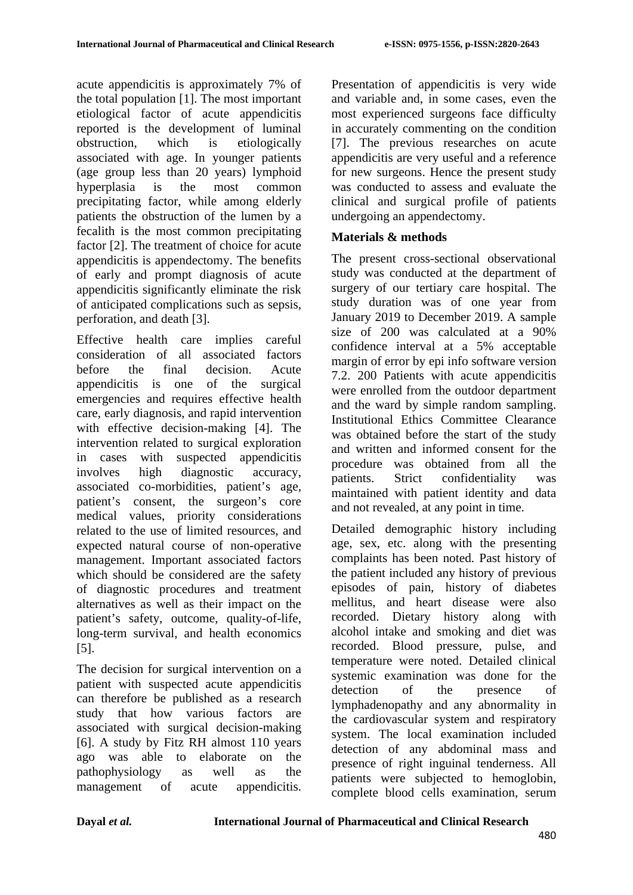acute appendicitis is approximately 7% of the total population [1]. The most important etiological factor of acute appendicitis reported is the development of luminal obstruction, which is etiologically associated with age. In younger patients (age group less than 20 years) lymphoid hyperplasia is the most common precipitating factor, while among elderly patients the obstruction of the lumen by a fecalith is the most common precipitating factor [2]. The treatment of choice for acute appendicitis is appendectomy. The benefits of early and prompt diagnosis of acute appendicitis significantly eliminate the risk of anticipated complications such as sepsis, perforation, and death [3].

Effective health care implies careful consideration of all associated factors before the final decision. Acute appendicitis is one of the surgical emergencies and requires effective health care, early diagnosis, and rapid intervention with effective decision-making [4]. The intervention related to surgical exploration in cases with suspected appendicitis involves high diagnostic accuracy, associated co-morbidities, patient's age, patient's consent, the surgeon's core medical values, priority considerations related to the use of limited resources, and expected natural course of non-operative management. Important associated factors which should be considered are the safety of diagnostic procedures and treatment alternatives as well as their impact on the patient's safety, outcome, quality-of-life, long-term survival, and health economics [5].

The decision for surgical intervention on a patient with suspected acute appendicitis can therefore be published as a research study that how various factors are associated with surgical decision-making [6]. A study by Fitz RH almost 110 years ago was able to elaborate on the pathophysiology as well as the management of acute appendicitis. Presentation of appendicitis is very wide and variable and, in some cases, even the most experienced surgeons face difficulty in accurately commenting on the condition [7]. The previous researches on acute appendicitis are very useful and a reference for new surgeons. Hence the present study was conducted to assess and evaluate the clinical and surgical profile of patients undergoing an appendectomy.

**Materials & methods**

The present cross-sectional observational study was conducted at the department of surgery of our tertiary care hospital. The study duration was of one year from January 2019 to December 2019. A sample size of 200 was calculated at a 90% confidence interval at a 5% acceptable margin of error by epi info software version 7.2. 200 Patients with acute appendicitis were enrolled from the outdoor department and the ward by simple random sampling. Institutional Ethics Committee Clearance was obtained before the start of the study and written and informed consent for the procedure was obtained from all the patients. Strict confidentiality was maintained with patient identity and data and not revealed, at any point in time.

Detailed demographic history including age, sex, etc. along with the presenting complaints has been noted. Past history of the patient included any history of previous episodes of pain, history of diabetes mellitus, and heart disease were also recorded. Dietary history along with alcohol intake and smoking and diet was recorded. Blood pressure, pulse, and temperature were noted. Detailed clinical systemic examination was done for the detection of the presence of lymphadenopathy and any abnormality in the cardiovascular system and respiratory system. The local examination included detection of any abdominal mass and presence of right inguinal tenderness. All patients were subjected to hemoglobin, complete blood cells examination, serum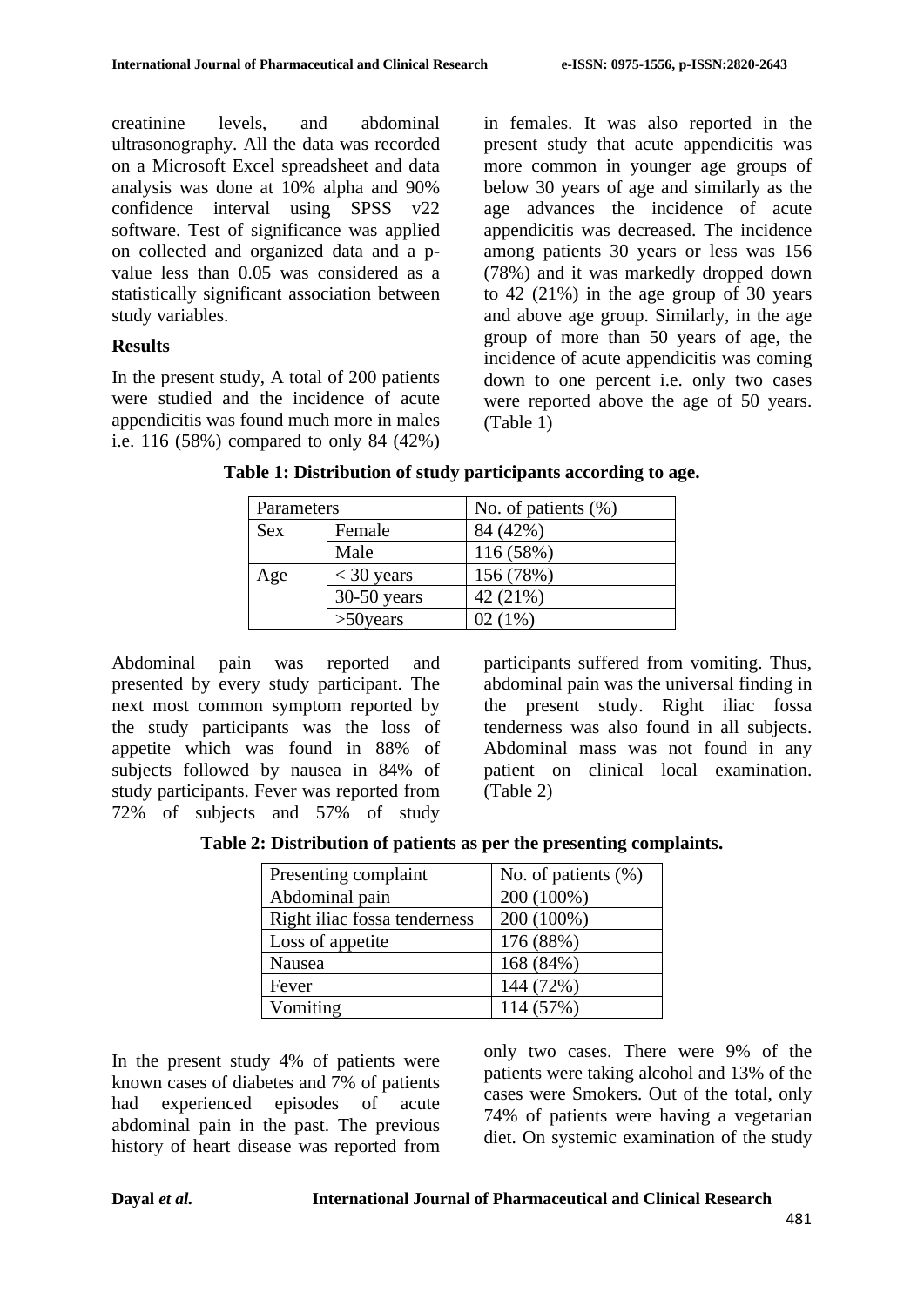creatinine levels, and abdominal ultrasonography. All the data was recorded on a Microsoft Excel spreadsheet and data analysis was done at 10% alpha and 90% confidence interval using SPSS v22 software. Test of significance was applied on collected and organized data and a p-value less than 0.05 was considered as a statistically significant association between study variables.

## Results

In the present study, A total of 200 patients were studied and the incidence of acute appendicitis was found much more in males i.e. 116 (58%) compared to only 84 (42%) in females. It was also reported in the present study that acute appendicitis was more common in younger age groups of below 30 years of age and similarly as the age advances the incidence of acute appendicitis was decreased. The incidence among patients 30 years or less was 156 (78%) and it was markedly dropped down to 42 (21%) in the age group of 30 years and above age group. Similarly, in the age group of more than 50 years of age, the incidence of acute appendicitis was coming down to one percent i.e. only two cases were reported above the age of 50 years. (Table 1)

**Table 1: Distribution of study participants according to age.**

| Parameters | | No. of patients (%) |
|---|---|---|
| Sex | Female | 84 (42%) |
| | Male | 116 (58%) |
| Age | < 30 years | 156 (78%) |
| | 30-50 years | 42 (21%) |
| | >50years | 02 (1%) |

Abdominal pain was reported and presented by every study participant. The next most common symptom reported by the study participants was the loss of appetite which was found in 88% of subjects followed by nausea in 84% of study participants. Fever was reported from 72% of subjects and 57% of study participants suffered from vomiting. Thus, abdominal pain was the universal finding in the present study. Right iliac fossa tenderness was also found in all subjects. Abdominal mass was not found in any patient on clinical local examination. (Table 2)

**Table 2: Distribution of patients as per the presenting complaints.**

| Presenting complaint | No. of patients (%) |
|---|---|
| Abdominal pain | 200 (100%) |
| Right iliac fossa tenderness | 200 (100%) |
| Loss of appetite | 176 (88%) |
| Nausea | 168 (84%) |
| Fever | 144 (72%) |
| Vomiting | 114 (57%) |

In the present study 4% of patients were known cases of diabetes and 7% of patients had experienced episodes of acute abdominal pain in the past. The previous history of heart disease was reported from only two cases. There were 9% of the patients were taking alcohol and 13% of the cases were Smokers. Out of the total, only 74% of patients were having a vegetarian diet. On systemic examination of the study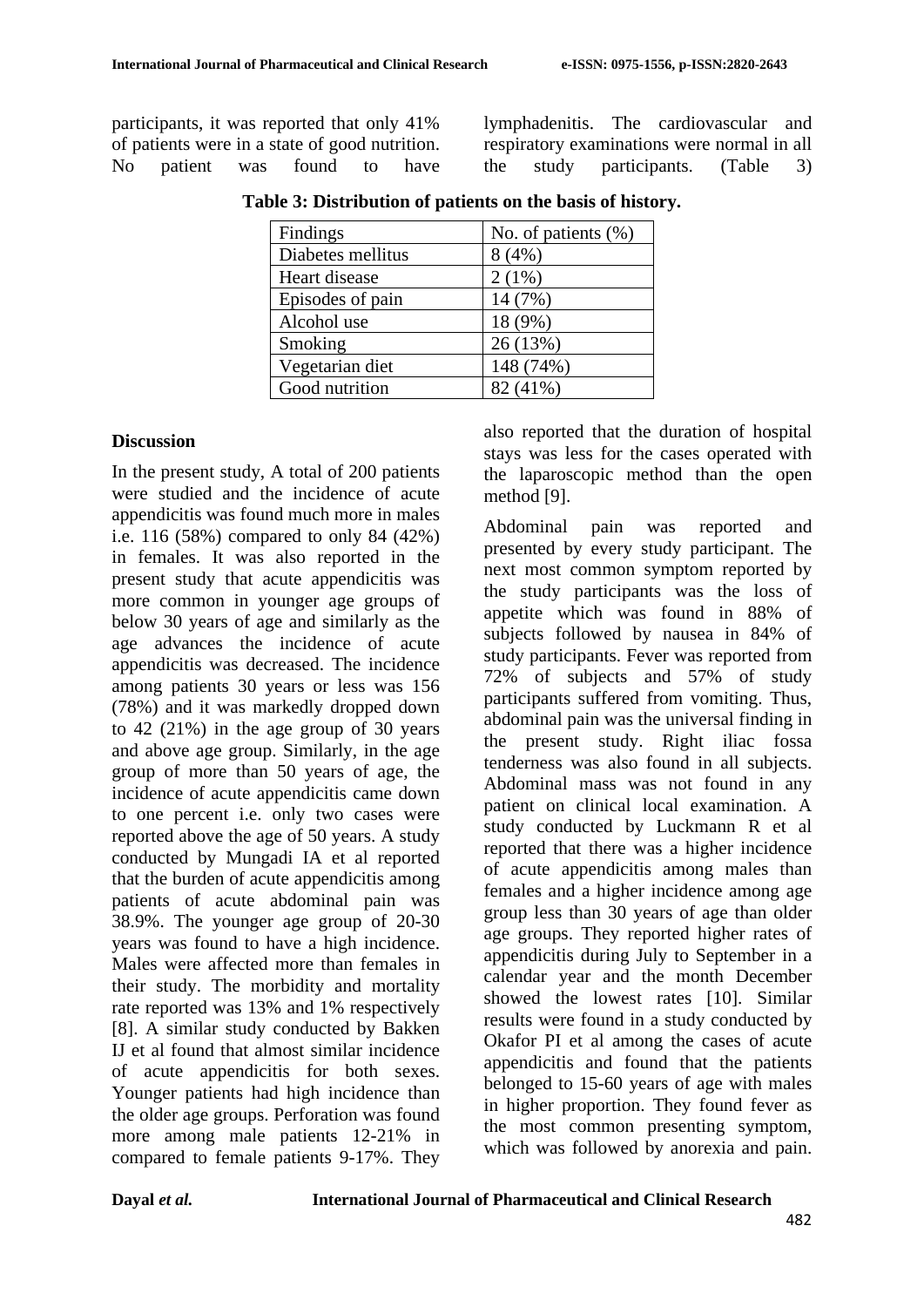participants, it was reported that only 41% of patients were in a state of good nutrition. No patient was found to have lymphadenitis. The cardiovascular and respiratory examinations were normal in all the study participants. (Table 3)

**Table 3: Distribution of patients on the basis of history.**

| Findings | No. of patients (%) |
|---|---|
| Diabetes mellitus | 8 (4%) |
| Heart disease | 2 (1%) |
| Episodes of pain | 14 (7%) |
| Alcohol use | 18 (9%) |
| Smoking | 26 (13%) |
| Vegetarian diet | 148 (74%) |
| Good nutrition | 82 (41%) |

## Discussion

In the present study, A total of 200 patients were studied and the incidence of acute appendicitis was found much more in males i.e. 116 (58%) compared to only 84 (42%) in females. It was also reported in the present study that acute appendicitis was more common in younger age groups of below 30 years of age and similarly as the age advances the incidence of acute appendicitis was decreased. The incidence among patients 30 years or less was 156 (78%) and it was markedly dropped down to 42 (21%) in the age group of 30 years and above age group. Similarly, in the age group of more than 50 years of age, the incidence of acute appendicitis came down to one percent i.e. only two cases were reported above the age of 50 years. A study conducted by Mungadi IA et al reported that the burden of acute appendicitis among patients of acute abdominal pain was 38.9%. The younger age group of 20-30 years was found to have a high incidence. Males were affected more than females in their study. The morbidity and mortality rate reported was 13% and 1% respectively [8]. A similar study conducted by Bakken IJ et al found that almost similar incidence of acute appendicitis for both sexes. Younger patients had high incidence than the older age groups. Perforation was found more among male patients 12-21% in compared to female patients 9-17%. They also reported that the duration of hospital stays was less for the cases operated with the laparoscopic method than the open method [9].

Abdominal pain was reported and presented by every study participant. The next most common symptom reported by the study participants was the loss of appetite which was found in 88% of subjects followed by nausea in 84% of study participants. Fever was reported from 72% of subjects and 57% of study participants suffered from vomiting. Thus, abdominal pain was the universal finding in the present study. Right iliac fossa tenderness was also found in all subjects. Abdominal mass was not found in any patient on clinical local examination. A study conducted by Luckmann R et al reported that there was a higher incidence of acute appendicitis among males than females and a higher incidence among age group less than 30 years of age than older age groups. They reported higher rates of appendicitis during July to September in a calendar year and the month December showed the lowest rates [10]. Similar results were found in a study conducted by Okafor PI et al among the cases of acute appendicitis and found that the patients belonged to 15-60 years of age with males in higher proportion. They found fever as the most common presenting symptom, which was followed by anorexia and pain.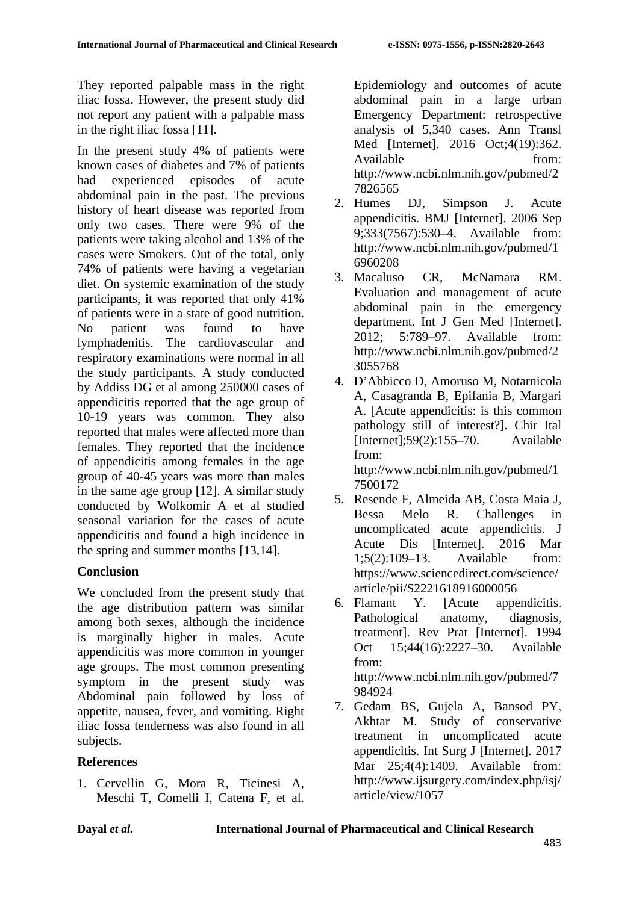They reported palpable mass in the right iliac fossa. However, the present study did not report any patient with a palpable mass in the right iliac fossa [11].

In the present study 4% of patients were known cases of diabetes and 7% of patients had experienced episodes of acute abdominal pain in the past. The previous history of heart disease was reported from only two cases. There were 9% of the patients were taking alcohol and 13% of the cases were Smokers. Out of the total, only 74% of patients were having a vegetarian diet. On systemic examination of the study participants, it was reported that only 41% of patients were in a state of good nutrition. No patient was found to have lymphadenitis. The cardiovascular and respiratory examinations were normal in all the study participants. A study conducted by Addiss DG et al among 250000 cases of appendicitis reported that the age group of 10-19 years was common. They also reported that males were affected more than females. They reported that the incidence of appendicitis among females in the age group of 40-45 years was more than males in the same age group [12]. A similar study conducted by Wolkomir A et al studied seasonal variation for the cases of acute appendicitis and found a high incidence in the spring and summer months [13,14].

## Conclusion

We concluded from the present study that the age distribution pattern was similar among both sexes, although the incidence is marginally higher in males. Acute appendicitis was more common in younger age groups. The most common presenting symptom in the present study was Abdominal pain followed by loss of appetite, nausea, fever, and vomiting. Right iliac fossa tenderness was also found in all subjects.

## References

1. Cervellin G, Mora R, Ticinesi A, Meschi T, Comelli I, Catena F, et al. Epidemiology and outcomes of acute abdominal pain in a large urban Emergency Department: retrospective analysis of 5,340 cases. Ann Transl Med [Internet]. 2016 Oct;4(19):362. Available from: http://www.ncbi.nlm.nih.gov/pubmed/27826565
2. Humes DJ, Simpson J. Acute appendicitis. BMJ [Internet]. 2006 Sep 9;333(7567):530–4. Available from: http://www.ncbi.nlm.nih.gov/pubmed/16960208
3. Macaluso CR, McNamara RM. Evaluation and management of acute abdominal pain in the emergency department. Int J Gen Med [Internet]. 2012; 5:789–97. Available from: http://www.ncbi.nlm.nih.gov/pubmed/23055768
4. D'Abbicco D, Amoruso M, Notarnicola A, Casagranda B, Epifania B, Margari A. [Acute appendicitis: is this common pathology still of interest?]. Chir Ital [Internet];59(2):155–70. Available from: http://www.ncbi.nlm.nih.gov/pubmed/17500172
5. Resende F, Almeida AB, Costa Maia J, Bessa Melo R. Challenges in uncomplicated acute appendicitis. J Acute Dis [Internet]. 2016 Mar 1;5(2):109–13. Available from: https://www.sciencedirect.com/science/article/pii/S2221618916000056
6. Flamant Y. [Acute appendicitis. Pathological anatomy, diagnosis, treatment]. Rev Prat [Internet]. 1994 Oct 15;44(16):2227–30. Available from: http://www.ncbi.nlm.nih.gov/pubmed/7984924
7. Gedam BS, Gujela A, Bansod PY, Akhtar M. Study of conservative treatment in uncomplicated acute appendicitis. Int Surg J [Internet]. 2017 Mar 25;4(4):1409. Available from: http://www.ijsurgery.com/index.php/isj/article/view/1057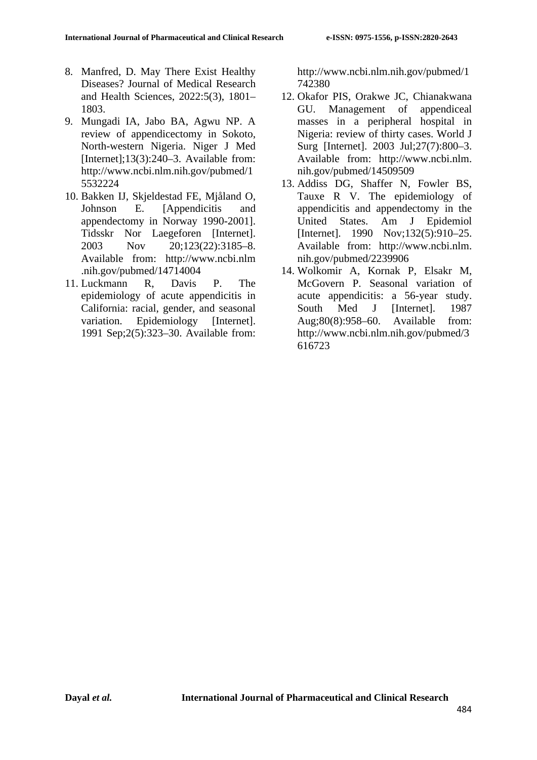8. Manfred, D. May There Exist Healthy Diseases? Journal of Medical Research and Health Sciences, 2022:5(3), 1801–1803.
9. Mungadi IA, Jabo BA, Agwu NP. A review of appendicectomy in Sokoto, North-western Nigeria. Niger J Med [Internet];13(3):240–3. Available from: http://www.ncbi.nlm.nih.gov/pubmed/15532224
10. Bakken IJ, Skjeldestad FE, Mjåland O, Johnson E. [Appendicitis and appendectomy in Norway 1990-2001]. Tidsskr Nor Laegeforen [Internet]. 2003 Nov 20;123(22):3185–8. Available from: http://www.ncbi.nlm.nih.gov/pubmed/14714004
11. Luckmann R, Davis P. The epidemiology of acute appendicitis in California: racial, gender, and seasonal variation. Epidemiology [Internet]. 1991 Sep;2(5):323–30. Available from: http://www.ncbi.nlm.nih.gov/pubmed/1742380
12. Okafor PIS, Orakwe JC, Chianakwana GU. Management of appendiceal masses in a peripheral hospital in Nigeria: review of thirty cases. World J Surg [Internet]. 2003 Jul;27(7):800–3. Available from: http://www.ncbi.nlm.nih.gov/pubmed/14509509
13. Addiss DG, Shaffer N, Fowler BS, Tauxe R V. The epidemiology of appendicitis and appendectomy in the United States. Am J Epidemiol [Internet]. 1990 Nov;132(5):910–25. Available from: http://www.ncbi.nlm.nih.gov/pubmed/2239906
14. Wolkomir A, Kornak P, Elsakr M, McGovern P. Seasonal variation of acute appendicitis: a 56-year study. South Med J [Internet]. 1987 Aug;80(8):958–60. Available from: http://www.ncbi.nlm.nih.gov/pubmed/3616723